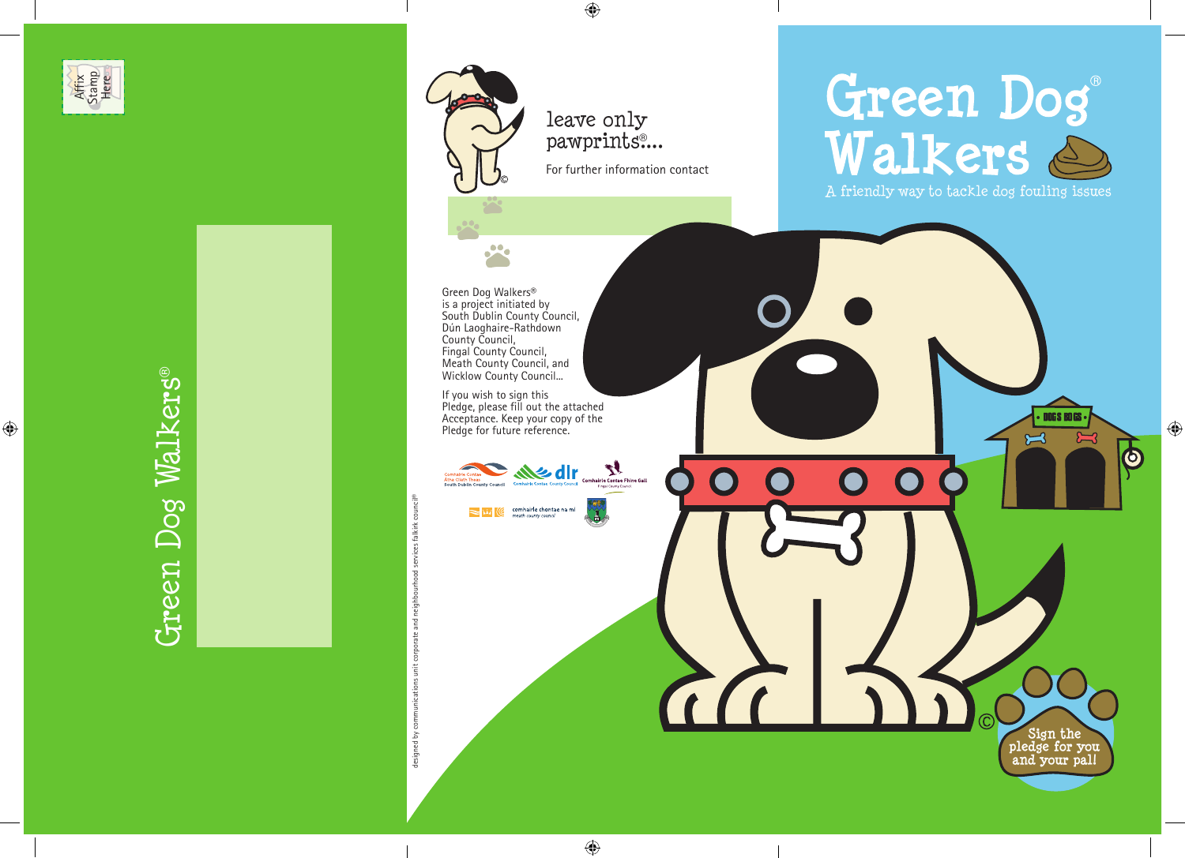Affix Stamp Here

Green Dog Walkers®

leave only pawprints®....

For further information contact

Green Dog Walkers® is a project initiated by South Dublin County Council, Dún Laoghaire-Rathdown County Council, Fingal County Council, Meath County Council, and Wicklow County Council...

If you wish to sign this Pledge, please fill out the attached Acceptance. Keep your copy of the Pledge for future reference.

designed by communications unit corporate and neighbourhood services falkirk council®

# Green Dog Walkers®

A friendly way to tackle dog fouling issues

DOGS BOGS

Sign the pledge for you and your pal!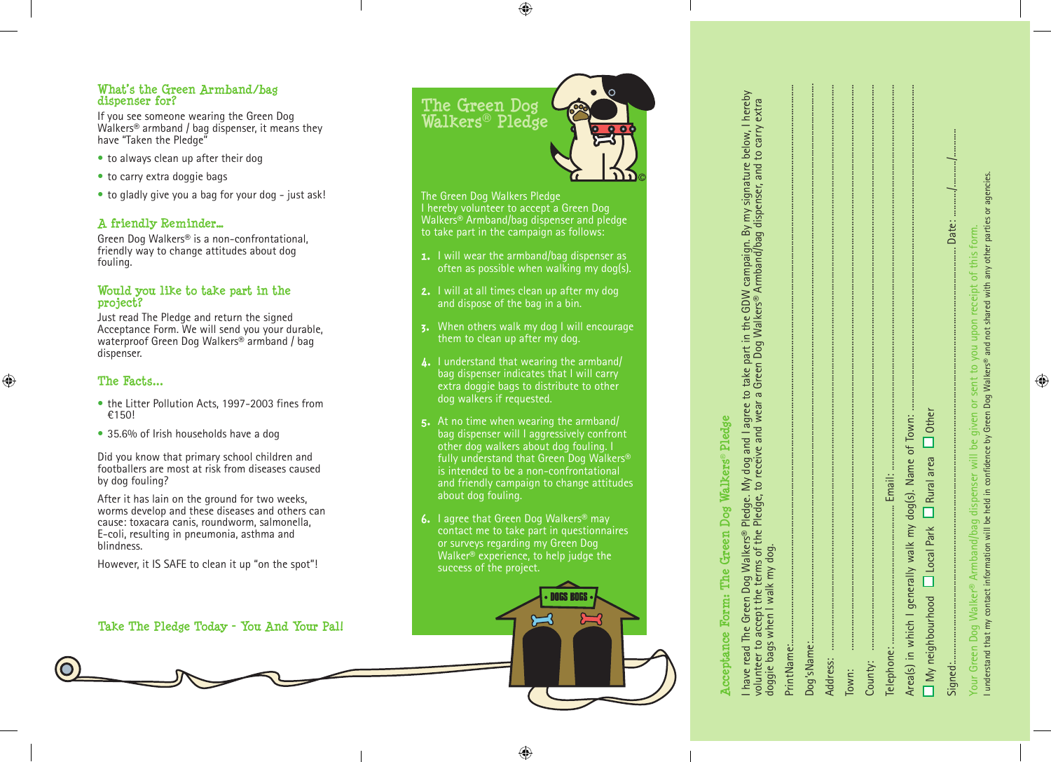## What's the Green Armband/bag dispenser for?

If you see someone wearing the Green Dog Walkers® armband / bag dispenser, it means they have "Taken the Pledge"

- to always clean up after their dog
- to carry extra doggie bags
- to gladly give you a bag for your dog - just ask!

## A friendly Reminder...

Green Dog Walkers® is a non-confrontational, friendly way to change attitudes about dog fouling.

## Would you like to take part in the project?

Just read The Pledge and return the signed Acceptance Form. We will send you your durable, waterproof Green Dog Walkers® armband / bag dispenser.

## The Facts...

- the Litter Pollution Acts, 1997-2003 fines from €150!
- 35.6% of Irish households have a dog

Did you know that primary school children and footballers are most at risk from diseases caused by dog fouling?

After it has lain on the ground for two weeks, worms develop and these diseases and others can cause: toxacara canis, roundworm, salmonella, E-coli, resulting in pneumonia, asthma and blindness.

However, it IS SAFE to clean it up "on the spot"!

**Take The Pledge Today - You And Your Pal!**

## The Green Dog Walkers® Pledge

The Green Dog Walkers Pledge
I hereby volunteer to accept a Green Dog Walkers® Armband/bag dispenser and pledge to take part in the campaign as follows:

1. I will wear the armband/bag dispenser as often as possible when walking my dog(s).
2. I will at all times clean up after my dog and dispose of the bag in a bin.
3. When others walk my dog I will encourage them to clean up after my dog.
4. I understand that wearing the armband/bag dispenser indicates that I will carry extra doggie bags to distribute to other dog walkers if requested.
5. At no time when wearing the armband/bag dispenser will I aggressively confront other dog walkers about dog fouling. I fully understand that Green Dog Walkers® is intended to be a non-confrontational and friendly campaign to change attitudes about dog fouling.
6. I agree that Green Dog Walkers® may contact me to take part in questionnaires or surveys regarding my Green Dog Walker® experience, to help judge the success of the project.

## Acceptance Form: The Green Dog Walkers® Pledge

I have read The Green Dog Walkers® Pledge. My dog and I agree to take part in the GDW campaign. By my signature below, I hereby volunteer to accept the terms of the Pledge, to receive and wear a Green Dog Walkers® Armband/bag dispenser, and to carry extra doggie bags when I walk my dog.

PrintName: ..................................................

Dog'sName: ..................................................

Address: ..................................................

Town: ..................................................

County: ..................................................

Telephone: .................................. Email: ..................................

Area(s) in which I generally walk my dog(s). Name of Town: ..................................

☐ My neighbourhood ☐ Local Park ☐ Rural area ☐ Other

Signed: .................................................. Date: ......../......../........

Your Green Dog Walker® Armband/bag dispenser will be given or sent to you upon receipt of this form.

I understand that my contact information will be held in confidence by Green Dog Walkers® and not shared with any other parties or agencies.